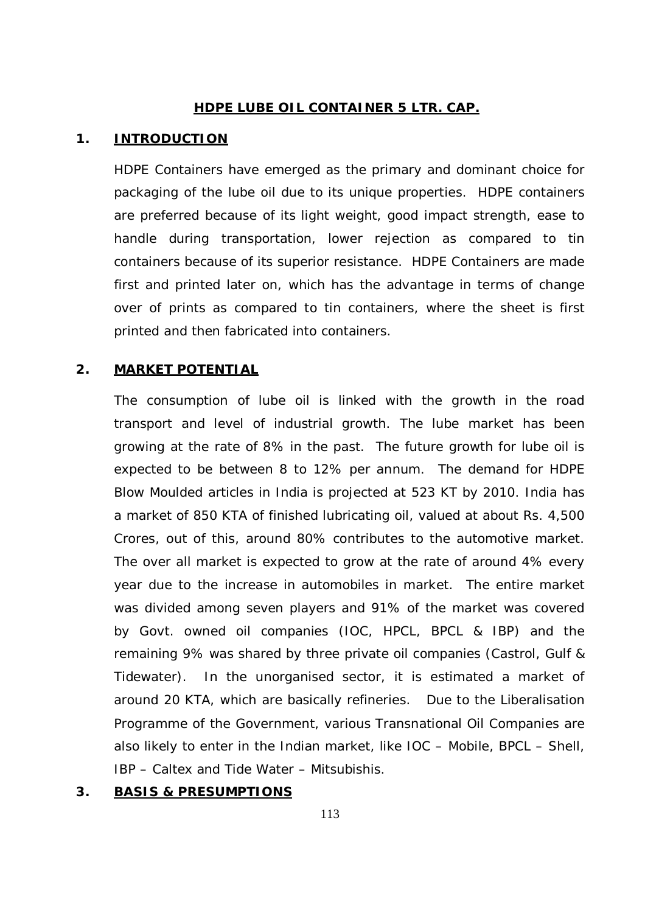# HDPE LUBE OIL CONTAINER 5 LTR. CAP.

## 1. INTRODUCTION

HDPE Containers have emerged as the primary and dominant choice for packaging of the lube oil due to its unique properties. HDPE containers are preferred because of its light weight, good impact strength, ease to handle during transportation, lower rejection as compared to tin containers because of its superior resistance. HDPE Containers are made first and printed later on, which has the advantage in terms of change over of prints as compared to tin containers, where the sheet is first printed and then fabricated into containers.

## 2. MARKET POTENTIAL

The consumption of lube oil is linked with the growth in the road transport and level of industrial growth. The lube market has been growing at the rate of 8% in the past. The future growth for lube oil is expected to be between 8 to 12% per annum. The demand for HDPE Blow Moulded articles in India is projected at 523 KT by 2010. India has a market of 850 KTA of finished lubricating oil, valued at about Rs. 4,500 Crores, out of this, around 80% contributes to the automotive market. The over all market is expected to grow at the rate of around 4% every year due to the increase in automobiles in market. The entire market was divided among seven players and 91% of the market was covered by Govt. owned oil companies (IOC, HPCL, BPCL & IBP) and the remaining 9% was shared by three private oil companies (Castrol, Gulf & Tidewater). In the unorganised sector, it is estimated a market of around 20 KTA, which are basically refineries. Due to the Liberalisation Programme of the Government, various Transnational Oil Companies are also likely to enter in the Indian market, like IOC – Mobile, BPCL – Shell, IBP – Caltex and Tide Water – Mitsubishis.

## 3. BASIS & PRESUMPTIONS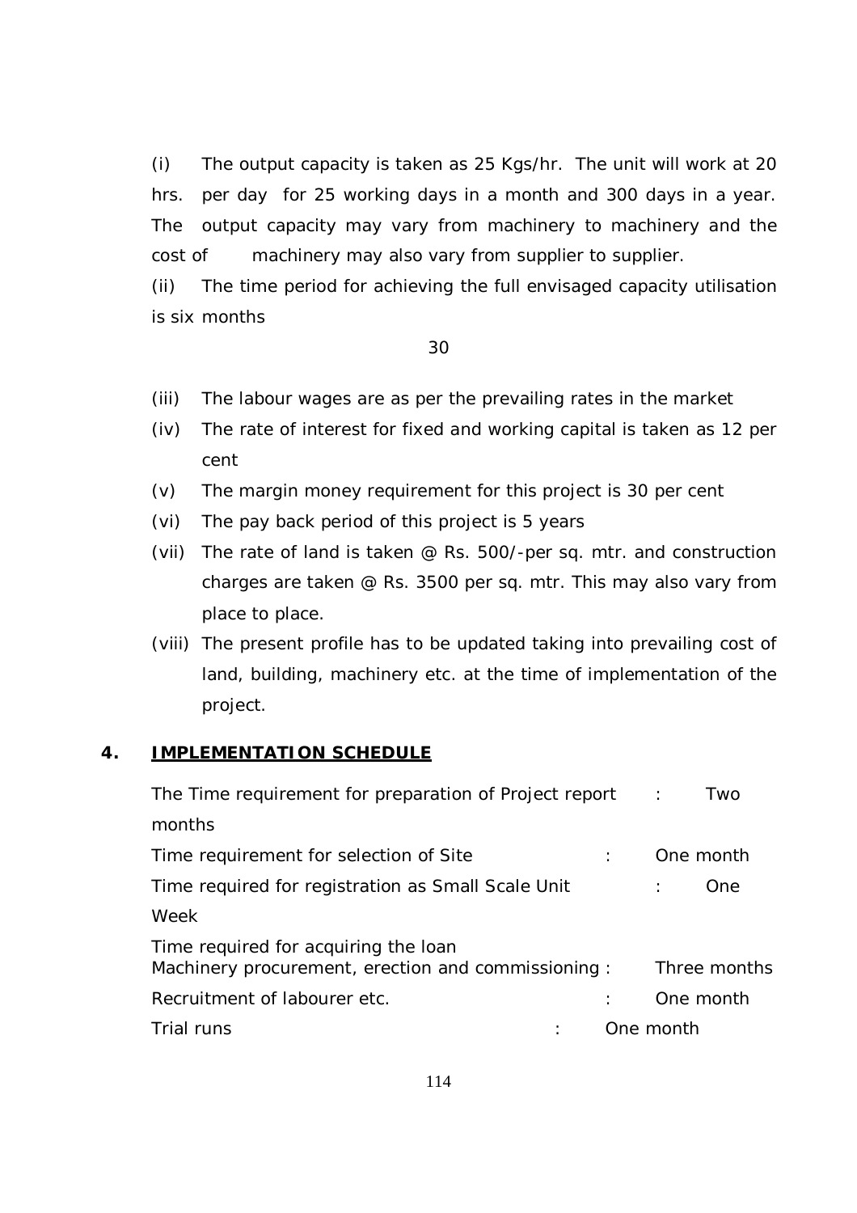(i) The output capacity is taken as 25 Kgs/hr. The unit will work at 20 hrs. per day for 25 working days in a month and 300 days in a year. The output capacity may vary from machinery to machinery and the cost of machinery may also vary from supplier to supplier.

(ii) The time period for achieving the full envisaged capacity utilisation is six months

30

(iii) The labour wages are as per the prevailing rates in the market

(iv) The rate of interest for fixed and working capital is taken as 12 per cent

(v) The margin money requirement for this project is 30 per cent

(vi) The pay back period of this project is 5 years

(vii) The rate of land is taken @ Rs. 500/-per sq. mtr. and construction charges are taken @ Rs. 3500 per sq. mtr. This may also vary from place to place.

(viii) The present profile has to be updated taking into prevailing cost of land, building, machinery etc. at the time of implementation of the project.

## 4. IMPLEMENTATION SCHEDULE

| | | |
|---|---|---|
| The Time requirement for preparation of Project report | : | Two months |
| Time requirement for selection of Site | : | One month |
| Time required for registration as Small Scale Unit | : | One Week |
| Time required for acquiring the loan Machinery procurement, erection and commissioning | : | Three months |
| Recruitment of labourer etc. | : | One month |
| Trial runs | : | One month |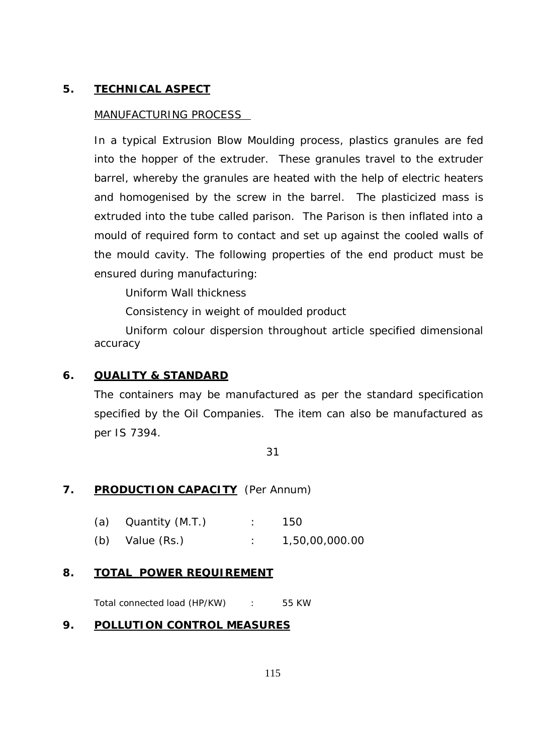## 5. TECHNICAL ASPECT

MANUFACTURING PROCESS

In a typical Extrusion Blow Moulding process, plastics granules are fed into the hopper of the extruder. These granules travel to the extruder barrel, whereby the granules are heated with the help of electric heaters and homogenised by the screw in the barrel. The plasticized mass is extruded into the tube called parison. The Parison is then inflated into a mould of required form to contact and set up against the cooled walls of the mould cavity. The following properties of the end product must be ensured during manufacturing:

Uniform Wall thickness

Consistency in weight of moulded product

Uniform colour dispersion throughout article specified dimensional accuracy

## 6. QUALITY & STANDARD

The containers may be manufactured as per the standard specification specified by the Oil Companies. The item can also be manufactured as per IS 7394.

31

## 7. PRODUCTION CAPACITY (Per Annum)

| | | | |
|---|---|---|---|
| (a) | Quantity (M.T.) | : | 150 |
| (b) | Value (Rs.) | : | 1,50,00,000.00 |

## 8. TOTAL POWER REQUIREMENT

Total connected load (HP/KW) : 55 KW

## 9. POLLUTION CONTROL MEASURES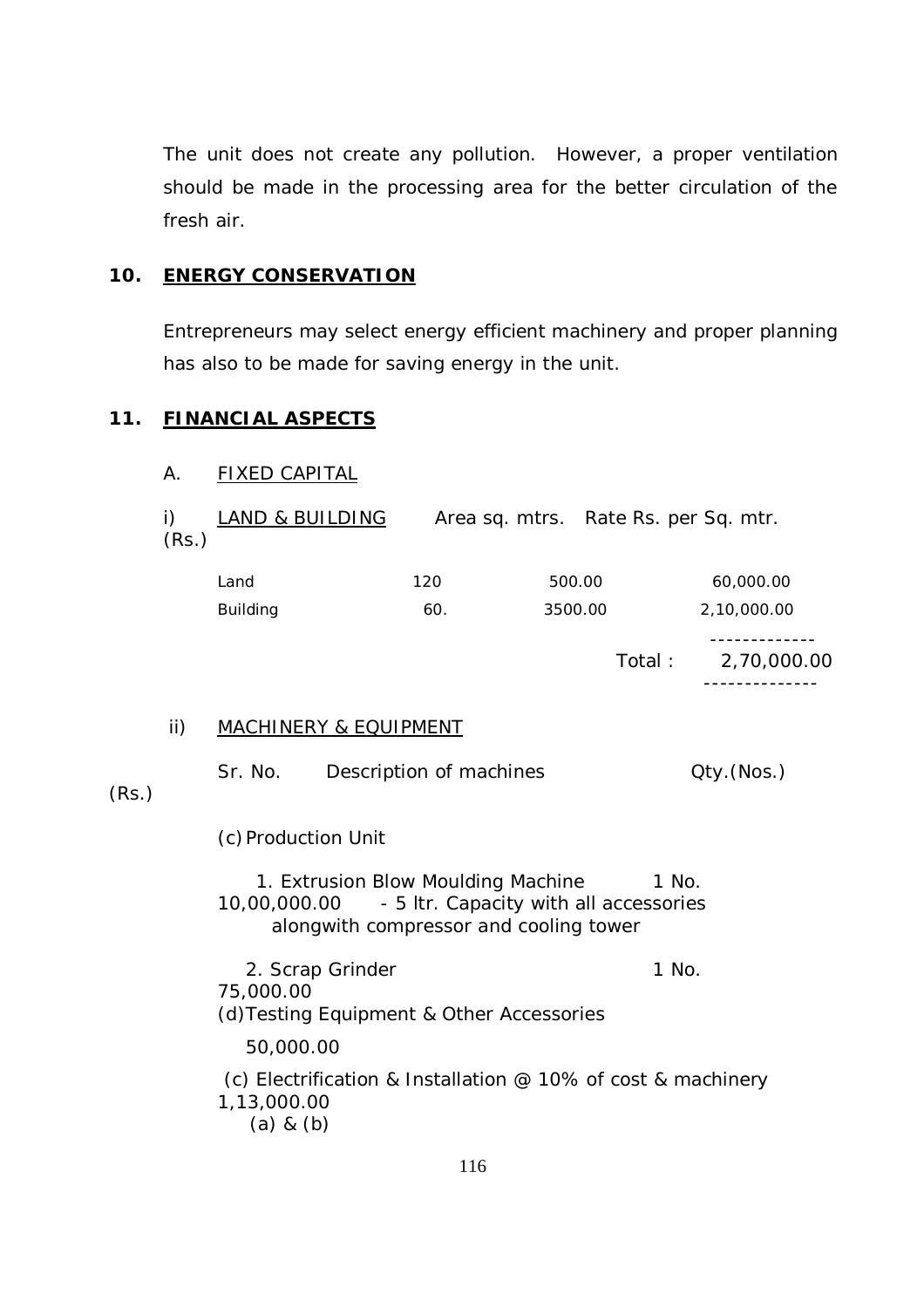The unit does not create any pollution. However, a proper ventilation should be made in the processing area for the better circulation of the fresh air.

## 10. ENERGY CONSERVATION

Entrepreneurs may select energy efficient machinery and proper planning has also to be made for saving energy in the unit.

## 11. FINANCIAL ASPECTS

### A. FIXED CAPITAL

i) LAND & BUILDING

| | Area sq. mtrs. | Rate Rs. per Sq. mtr. | (Rs.) |
|---|---|---|---|
| Land | 120 | 500.00 | 60,000.00 |
| Building | 60. | 3500.00 | 2,10,000.00 |
| | | Total : | 2,70,000.00 |

ii) MACHINERY & EQUIPMENT

| Sr. No. | Description of machines | Qty.(Nos.) | (Rs.) |
|---|---|---|---|
| (c) | Production Unit | | |
| 1. | Extrusion Blow Moulding Machine - 5 ltr. Capacity with all accessories alongwith compressor and cooling tower | 1 No. | 10,00,000.00 |
| 2. | Scrap Grinder | 1 No. | 75,000.00 |
| (d) | Testing Equipment & Other Accessories | | 50,000.00 |
| (c) | Electrification & Installation @ 10% of cost & machinery (a) & (b) | | 1,13,000.00 |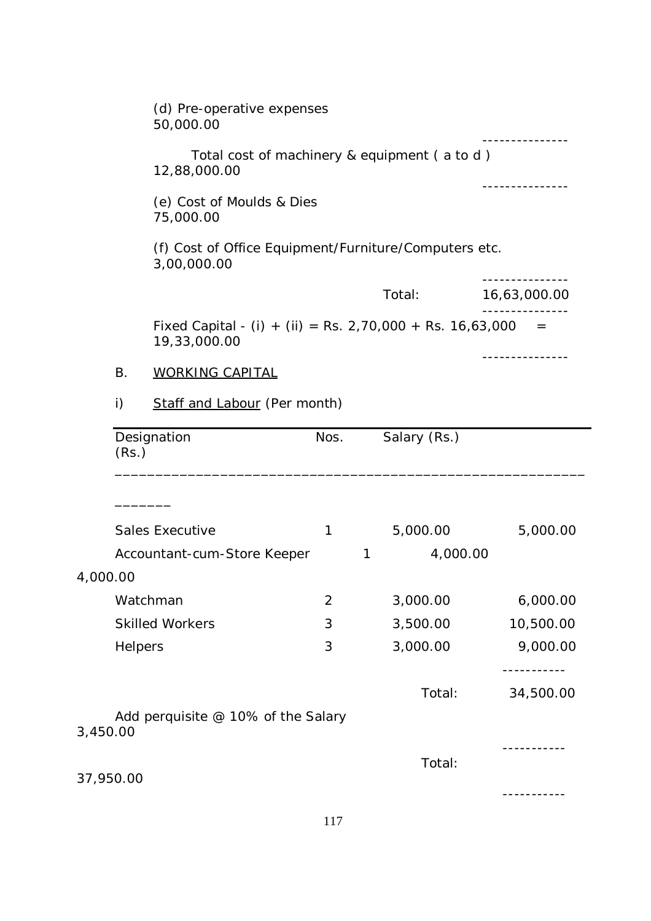(d) Pre-operative expenses 50,000.00

Total cost of machinery & equipment ( a to d ) 12,88,000.00

(e) Cost of Moulds & Dies 75,000.00

(f) Cost of Office Equipment/Furniture/Computers etc. 3,00,000.00

Total: 16,63,000.00

Fixed Capital - (i) + (ii) = Rs. 2,70,000 + Rs. 16,63,000 = 19,33,000.00

B. WORKING CAPITAL

i) Staff and Labour (Per month)

| Designation | Nos. | Salary (Rs.) | (Rs.) |
|---|---|---|---|
| Sales Executive | 1 | 5,000.00 | 5,000.00 |
| Accountant-cum-Store Keeper | 1 | 4,000.00 | 4,000.00 |
| Watchman | 2 | 3,000.00 | 6,000.00 |
| Skilled Workers | 3 | 3,500.00 | 10,500.00 |
| Helpers | 3 | 3,000.00 | 9,000.00 |
| | | Total: | 34,500.00 |
| Add perquisite @ 10% of the Salary | | | 3,450.00 |
| | | Total: | 37,950.00 |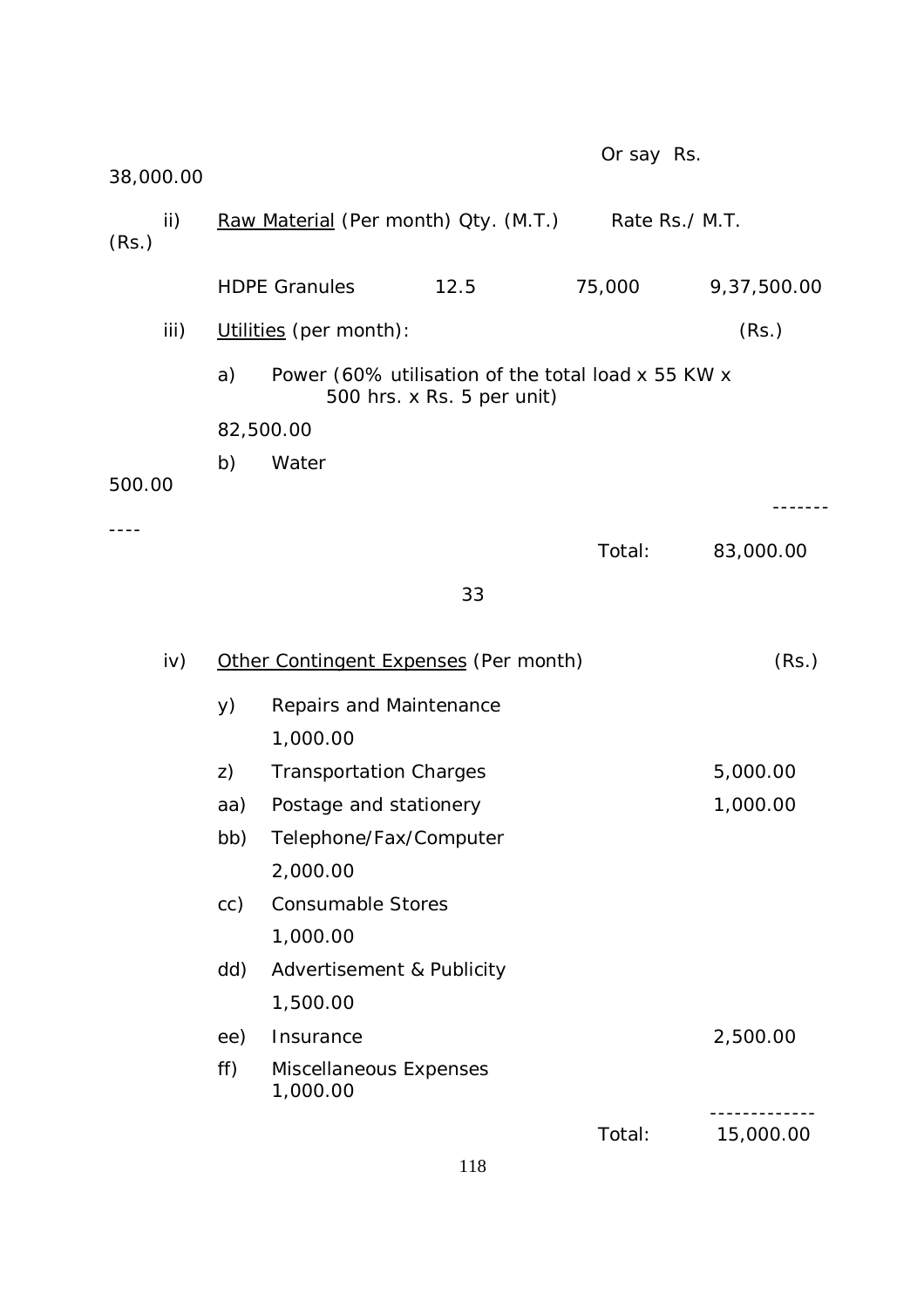Or say Rs. 38,000.00

ii) Raw Material (Per month)

| | Qty. (M.T.) | Rate Rs./ M.T. | (Rs.) |
|---|---|---|---|
| HDPE Granules | 12.5 | 75,000 | 9,37,500.00 |

iii) Utilities (per month):

| | | (Rs.) |
|---|---|---|
| a) | Power (60% utilisation of the total load x 55 KW x 500 hrs. x Rs. 5 per unit) | 82,500.00 |
| b) | Water | 500.00 |
| | Total: | 83,000.00 |

33

iv) Other Contingent Expenses (Per month)

| | | (Rs.) |
|---|---|---|
| y) | Repairs and Maintenance | 1,000.00 |
| z) | Transportation Charges | 5,000.00 |
| aa) | Postage and stationery | 1,000.00 |
| bb) | Telephone/Fax/Computer | 2,000.00 |
| cc) | Consumable Stores | 1,000.00 |
| dd) | Advertisement & Publicity | 1,500.00 |
| ee) | Insurance | 2,500.00 |
| ff) | Miscellaneous Expenses | 1,000.00 |
| | Total: | 15,000.00 |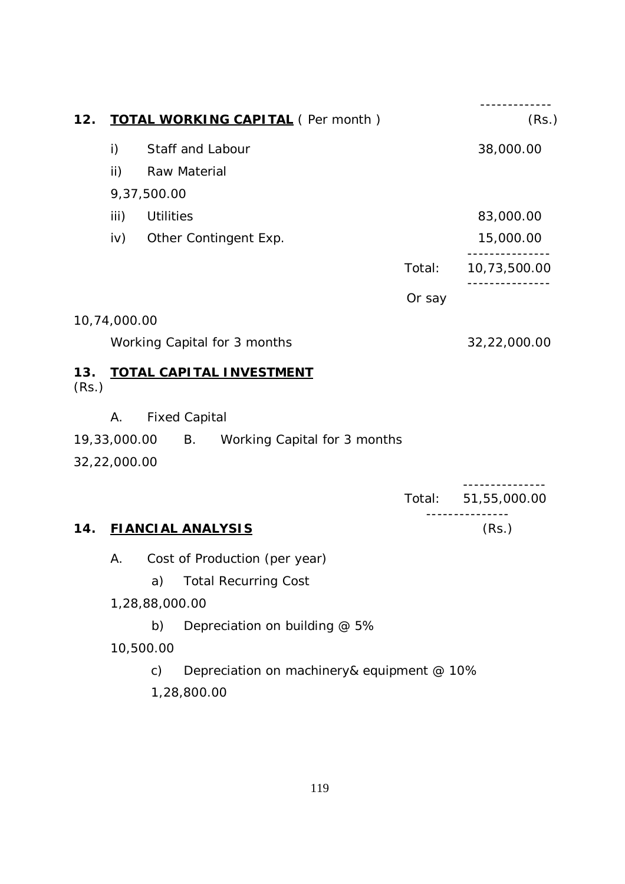## 12. **TOTAL WORKING CAPITAL** ( Per month )

| | | | (Rs.) |
|---|---|---|---|
| i) | Staff and Labour | | 38,000.00 |
| ii) | Raw Material | | 9,37,500.00 |
| iii) | Utilities | | 83,000.00 |
| iv) | Other Contingent Exp. | | 15,000.00 |
| | | Total: | 10,73,500.00 |
| | | Or say | 10,74,000.00 |
| | Working Capital for 3 months | | 32,22,000.00 |

## 13. **TOTAL CAPITAL INVESTMENT**

| | | (Rs.) |
|---|---|---|
| A. | Fixed Capital | 19,33,000.00 |
| B. | Working Capital for 3 months | 32,22,000.00 |
| | Total: | 51,55,000.00 |

## 14. **FIANCIAL ANALYSIS**

(Rs.)

A. Cost of Production (per year)

| | | (Rs.) |
|---|---|---|
| a) | Total Recurring Cost | 1,28,88,000.00 |
| b) | Depreciation on building @ 5% | 10,500.00 |
| c) | Depreciation on machinery& equipment @ 10% | 1,28,800.00 |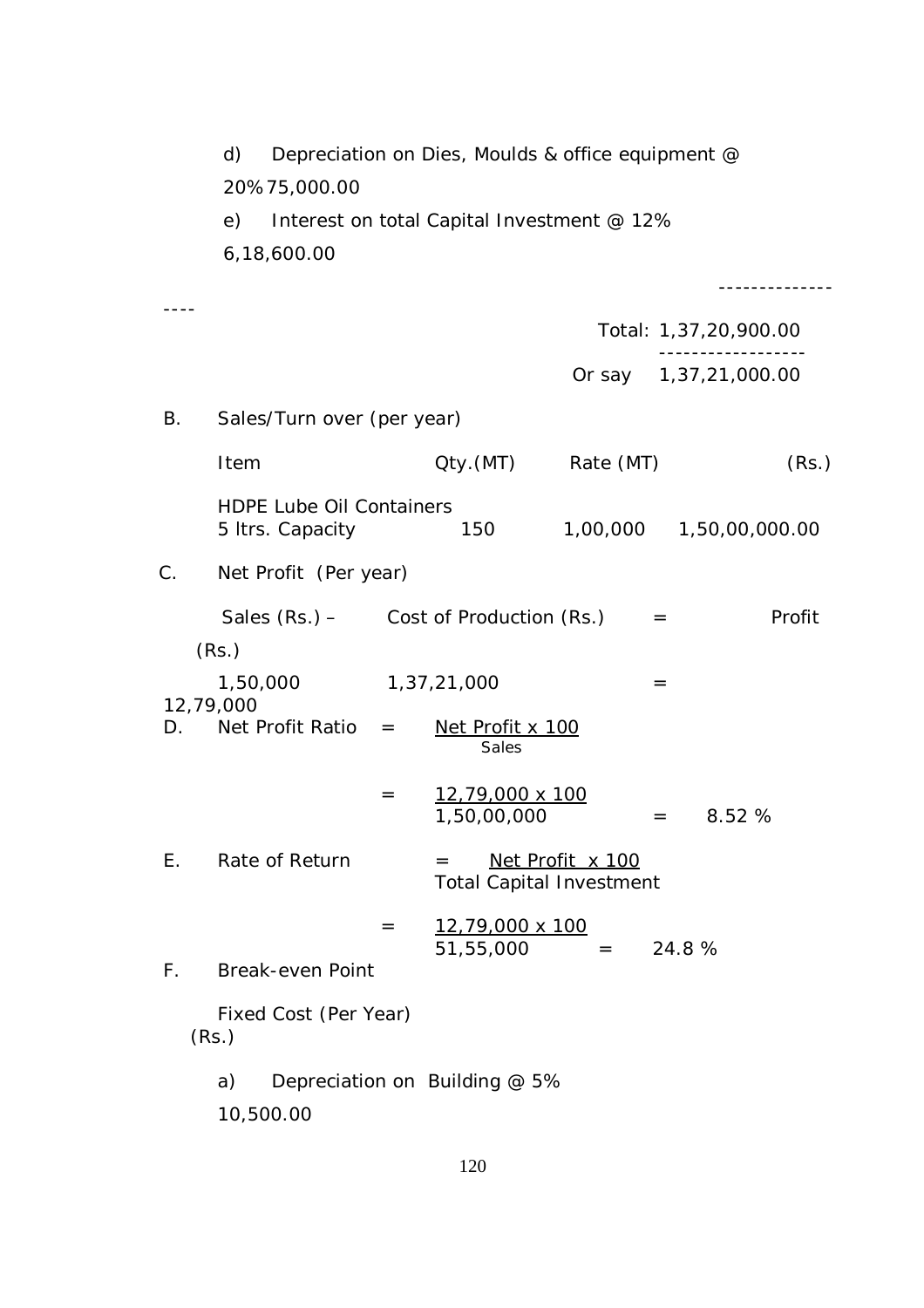d) Depreciation on Dies, Moulds & office equipment @ 20% 75,000.00

e) Interest on total Capital Investment @ 12% 6,18,600.00

| | |
|---|---|
| Total: | 1,37,20,900.00 |
| Or say | 1,37,21,000.00 |

B. Sales/Turn over (per year)

| Item | Qty.(MT) | Rate (MT) | (Rs.) |
|---|---|---|---|
| HDPE Lube Oil Containers 5 ltrs. Capacity | 150 | 1,00,000 | 1,50,00,000.00 |

C. Net Profit (Per year)

| Sales (Rs.) – | Cost of Production (Rs.) | = | Profit (Rs.) |
|---|---|---|---|
| 1,50,000 | 1,37,21,000 | = | 12,79,000 |

D. Net Profit Ratio $= \dfrac{\text{Net Profit} \times 100}{\text{Sales}}$

$= \dfrac{12,79,000 \times 100}{1,50,00,000} = 8.52\ \%$

E. Rate of Return $= \dfrac{\text{Net Profit} \times 100}{\text{Total Capital Investment}}$

$= \dfrac{12,79,000 \times 100}{51,55,000} = 24.8\ \%$

F. Break-even Point

Fixed Cost (Per Year) (Rs.)

a) Depreciation on Building @ 5% 10,500.00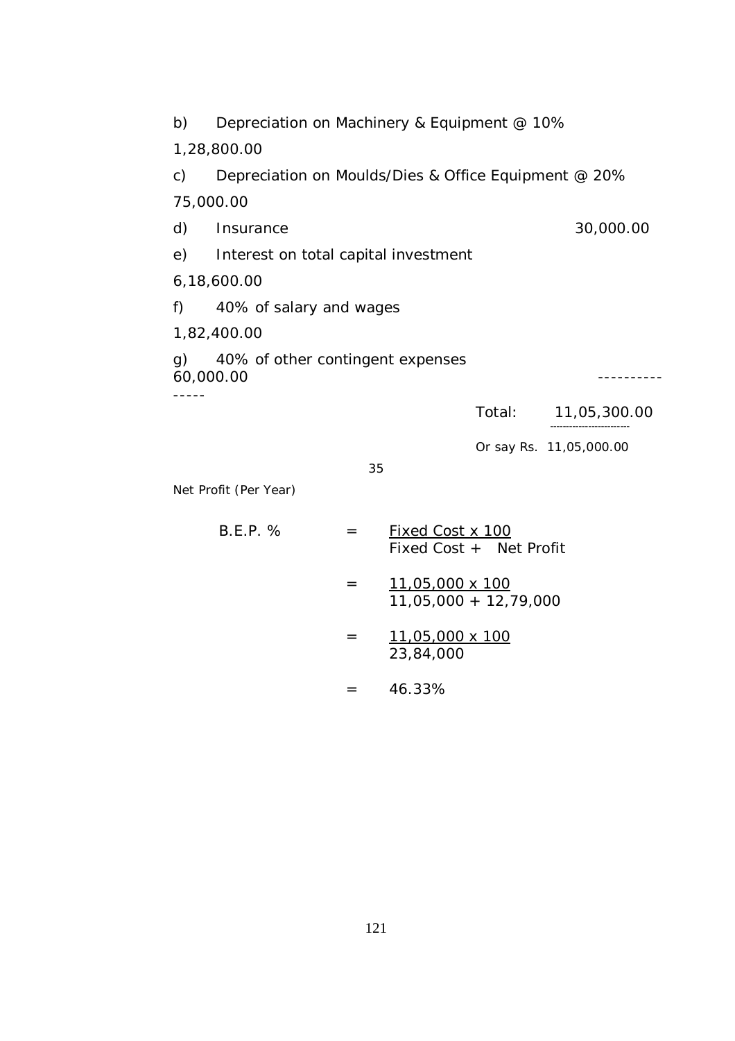b) Depreciation on Machinery & Equipment @ 10% 1,28,800.00

c) Depreciation on Moulds/Dies & Office Equipment @ 20% 75,000.00

d) Insurance 30,000.00

e) Interest on total capital investment 6,18,600.00

f) 40% of salary and wages 1,82,400.00

g) 40% of other contingent expenses 60,000.00

Total: 11,05,300.00

Or say Rs. 11,05,000.00

35

Net Profit (Per Year)

$$\text{B.E.P. \%} = \frac{\text{Fixed Cost x 100}}{\text{Fixed Cost + Net Profit}}$$

$$= \frac{11{,}05{,}000 \text{ x } 100}{11{,}05{,}000 + 12{,}79{,}000}$$

$$= \frac{11{,}05{,}000 \text{ x } 100}{23{,}84{,}000}$$

$$= 46.33\%$$